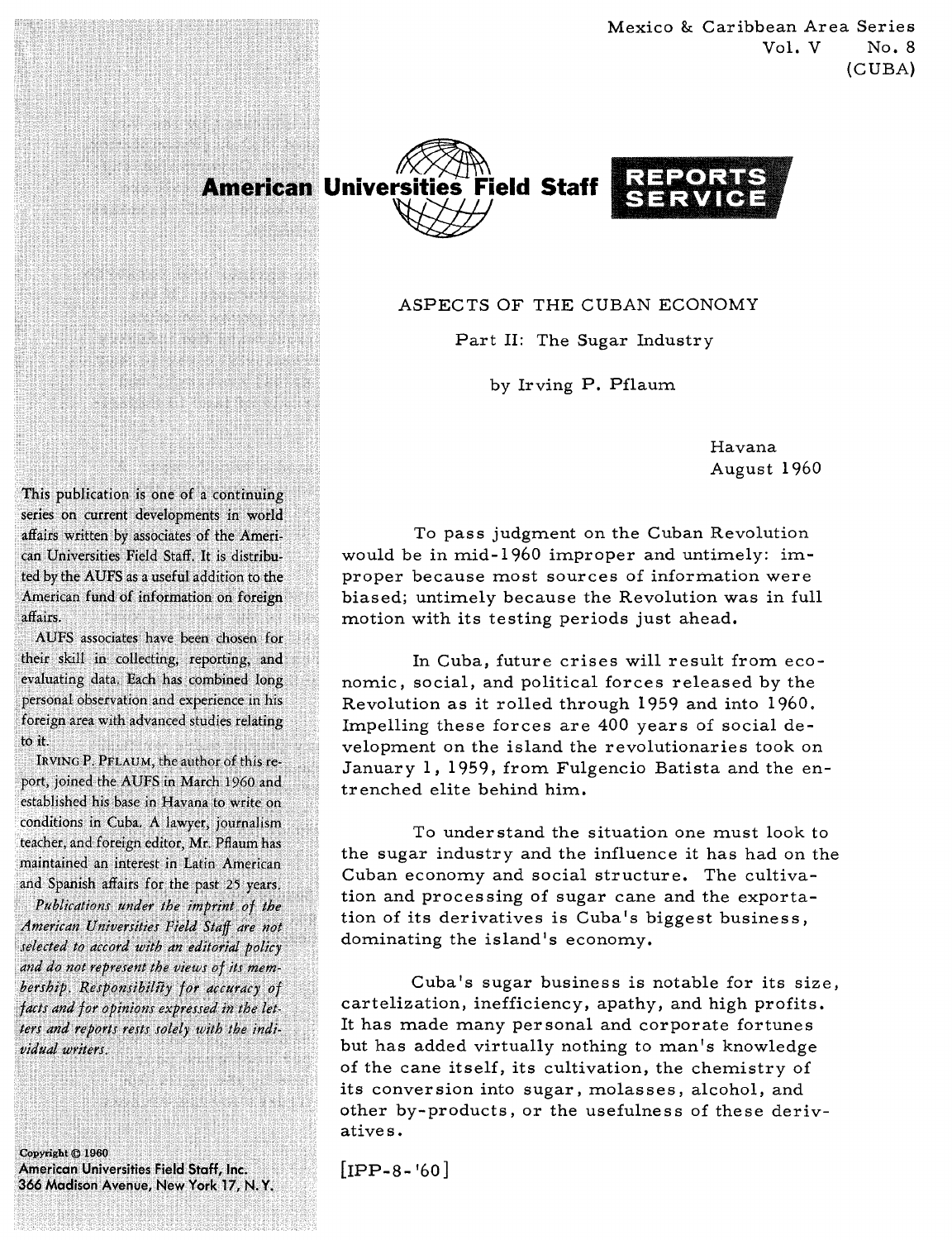Mexico & Caribbean Area Series
Vol. V No. 8
(CUBA)

# American Universities Field Staff REPORTS SERVICE

## ASPECTS OF THE CUBAN ECONOMY

### Part II: The Sugar Industry

by Irving P. Pflaum

Havana
August 1960

This publication is one of a continuing series on current developments in world affairs written by associates of the American Universities Field Staff. It is distributed by the AUFS as a useful addition to the American fund of information on foreign affairs.

AUFS associates have been chosen for their skill in collecting, reporting, and evaluating data. Each has combined long personal observation and experience in his foreign area with advanced studies relating to it.

IRVING P. PFLAUM, the author of this report, joined the AUFS in March 1960 and established his base in Havana to write on conditions in Cuba. A lawyer, journalism teacher, and foreign editor, Mr. Pflaum has maintained an interest in Latin American and Spanish affairs for the past 25 years.

*Publications under the imprint of the American Universities Field Staff are not selected to accord with an editorial policy and do not represent the views of its membership. Responsibility for accuracy of facts and for opinions expressed in the letters and reports rests solely with the individual writers.*

Copyright © 1960
American Universities Field Staff, Inc.
366 Madison Avenue, New York 17, N.Y.

To pass judgment on the Cuban Revolution would be in mid-1960 improper and untimely: improper because most sources of information were biased; untimely because the Revolution was in full motion with its testing periods just ahead.

In Cuba, future crises will result from economic, social, and political forces released by the Revolution as it rolled through 1959 and into 1960. Impelling these forces are 400 years of social development on the island the revolutionaries took on January 1, 1959, from Fulgencio Batista and the entrenched elite behind him.

To understand the situation one must look to the sugar industry and the influence it has had on the Cuban economy and social structure. The cultivation and processing of sugar cane and the exportation of its derivatives is Cuba's biggest business, dominating the island's economy.

Cuba's sugar business is notable for its size, cartelization, inefficiency, apathy, and high profits. It has made many personal and corporate fortunes but has added virtually nothing to man's knowledge of the cane itself, its cultivation, the chemistry of its conversion into sugar, molasses, alcohol, and other by-products, or the usefulness of these derivatives.

[IPP-8-'60]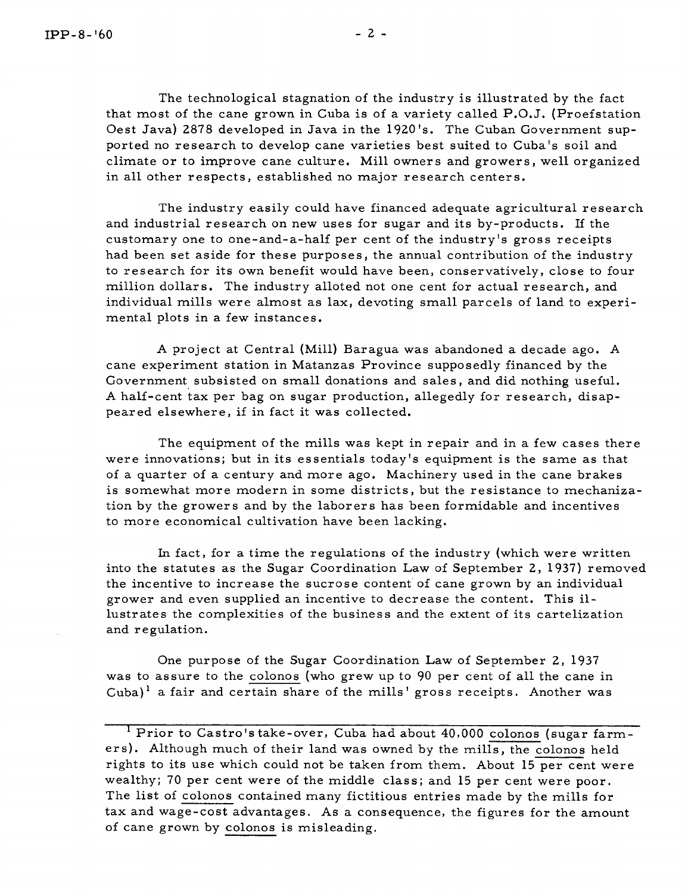The technological stagnation of the industry is illustrated by the fact that most of the cane grown in Cuba is of a variety called P.O.J. (Proefstation Oest Java) 2878 developed in Java in the 1920's. The Cuban Government supported no research to develop cane varieties best suited to Cuba's soil and climate or to improve cane culture. Mill owners and growers, well organized in all other respects, established no major research centers.

The industry easily could have financed adequate agricultural research and industrial research on new uses for sugar and its by-products. If the customary one to one-and-a-half per cent of the industry's gross receipts had been set aside for these purposes, the annual contribution of the industry to research for its own benefit would have been, conservatively, close to four million dollars. The industry alloted not one cent for actual research, and individual mills were almost as lax, devoting small parcels of land to experimental plots in a few instances.

A project at Central (Mill) Baragua was abandoned a decade ago. A cane experiment station in Matanzas Province supposedly financed by the Government subsisted on small donations and sales, and did nothing useful. A half-cent tax per bag on sugar production, allegedly for research, disappeared elsewhere, if in fact it was collected.

The equipment of the mills was kept in repair and in a few cases there were innovations; but in its essentials today's equipment is the same as that of a quarter of a century and more ago. Machinery used in the cane brakes is somewhat more modern in some districts, but the resistance to mechanization by the growers and by the laborers has been formidable and incentives to more economical cultivation have been lacking.

In fact, for a time the regulations of the industry (which were written into the statutes as the Sugar Coordination Law of September 2, 1937) removed the incentive to increase the sucrose content of cane grown by an individual grower and even supplied an incentive to decrease the content. This illustrates the complexities of the business and the extent of its cartelization and regulation.

One purpose of the Sugar Coordination Law of September 2, 1937 was to assure to the colonos (who grew up to 90 per cent of all the cane in Cuba)[1] a fair and certain share of the mills' gross receipts. Another was

---

[1] Prior to Castro's take-over, Cuba had about 40,000 colonos (sugar farmers). Although much of their land was owned by the mills, the colonos held rights to its use which could not be taken from them. About 15 per cent were wealthy; 70 per cent were of the middle class; and 15 per cent were poor. The list of colonos contained many fictitious entries made by the mills for tax and wage-cost advantages. As a consequence, the figures for the amount of cane grown by colonos is misleading.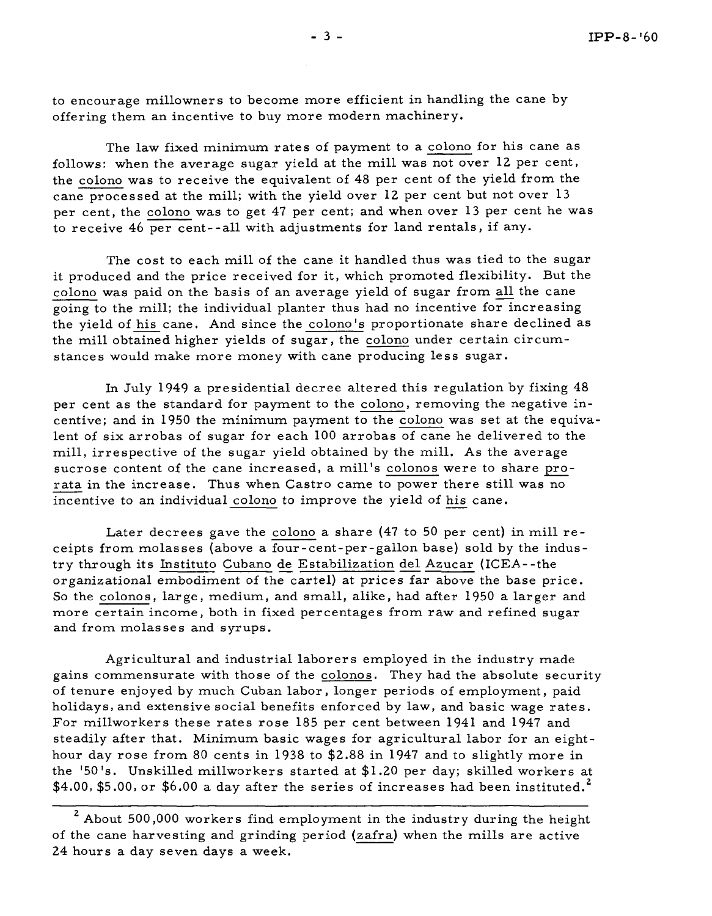to encourage millowners to become more efficient in handling the cane by offering them an incentive to buy more modern machinery.

The law fixed minimum rates of payment to a colono for his cane as follows: when the average sugar yield at the mill was not over 12 per cent, the colono was to receive the equivalent of 48 per cent of the yield from the cane processed at the mill; with the yield over 12 per cent but not over 13 per cent, the colono was to get 47 per cent; and when over 13 per cent he was to receive 46 per cent--all with adjustments for land rentals, if any.

The cost to each mill of the cane it handled thus was tied to the sugar it produced and the price received for it, which promoted flexibility. But the colono was paid on the basis of an average yield of sugar from all the cane going to the mill; the individual planter thus had no incentive for increasing the yield of his cane. And since the colono's proportionate share declined as the mill obtained higher yields of sugar, the colono under certain circumstances would make more money with cane producing less sugar.

In July 1949 a presidential decree altered this regulation by fixing 48 per cent as the standard for payment to the colono, removing the negative incentive; and in 1950 the minimum payment to the colono was set at the equivalent of six arrobas of sugar for each 100 arrobas of cane he delivered to the mill, irrespective of the sugar yield obtained by the mill. As the average sucrose content of the cane increased, a mill's colonos were to share pro-rata in the increase. Thus when Castro came to power there still was no incentive to an individual colono to improve the yield of his cane.

Later decrees gave the colono a share (47 to 50 per cent) in mill receipts from molasses (above a four-cent-per-gallon base) sold by the industry through its Instituto Cubano de Estabilization del Azucar (ICEA--the organizational embodiment of the cartel) at prices far above the base price. So the colonos, large, medium, and small, alike, had after 1950 a larger and more certain income, both in fixed percentages from raw and refined sugar and from molasses and syrups.

Agricultural and industrial laborers employed in the industry made gains commensurate with those of the colonos. They had the absolute security of tenure enjoyed by much Cuban labor, longer periods of employment, paid holidays, and extensive social benefits enforced by law, and basic wage rates. For millworkers these rates rose 185 per cent between 1941 and 1947 and steadily after that. Minimum basic wages for agricultural labor for an eight-hour day rose from 80 cents in 1938 to $2.88 in 1947 and to slightly more in the '50's. Unskilled millworkers started at $1.20 per day; skilled workers at $4.00, $5.00, or $6.00 a day after the series of increases had been instituted.[2]

---

[2] About 500,000 workers find employment in the industry during the height of the cane harvesting and grinding period (zafra) when the mills are active 24 hours a day seven days a week.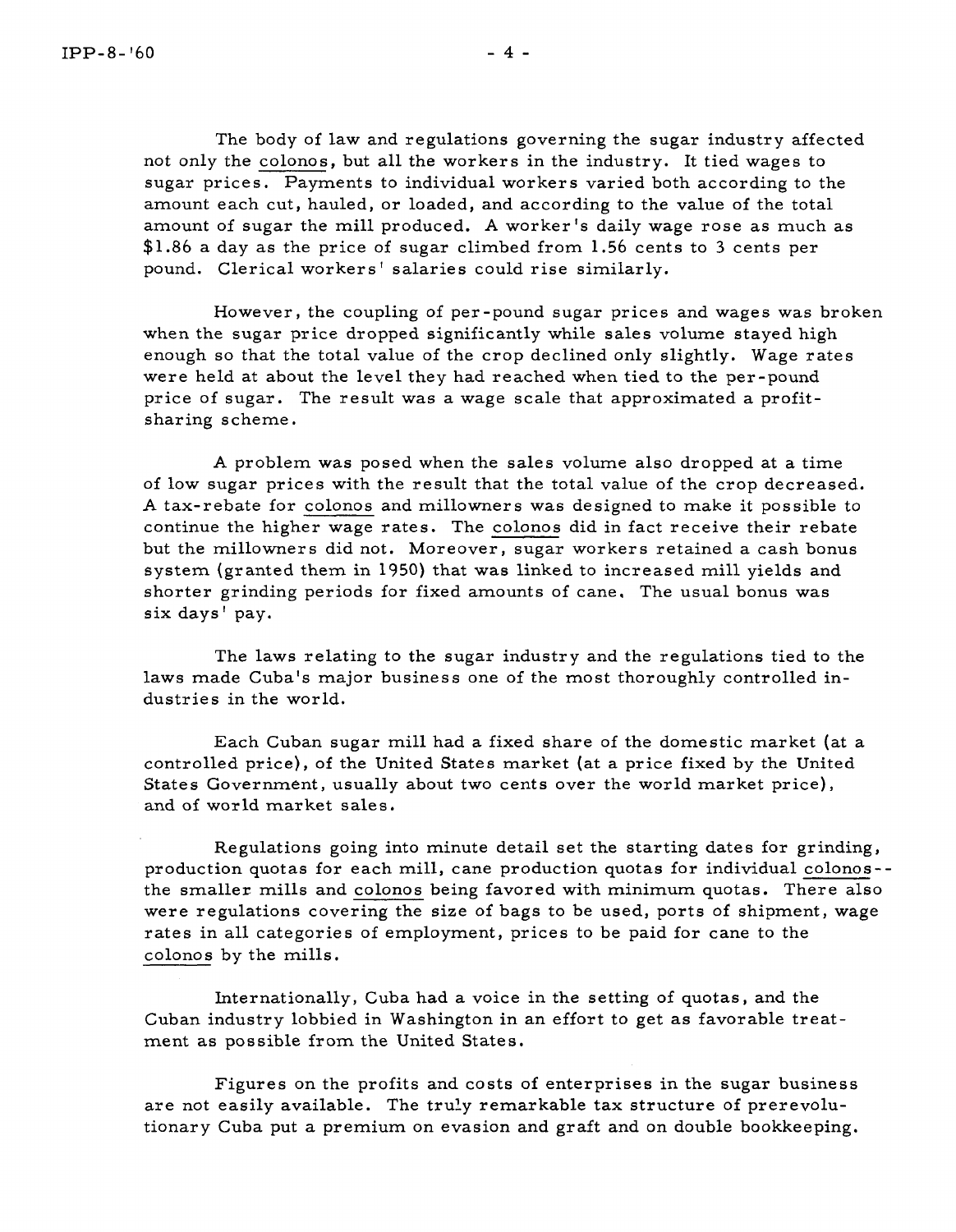The body of law and regulations governing the sugar industry affected not only the _colonos_, but all the workers in the industry. It tied wages to sugar prices. Payments to individual workers varied both according to the amount each cut, hauled, or loaded, and according to the value of the total amount of sugar the mill produced. A worker's daily wage rose as much as $1.86 a day as the price of sugar climbed from 1.56 cents to 3 cents per pound. Clerical workers' salaries could rise similarly.

However, the coupling of per-pound sugar prices and wages was broken when the sugar price dropped significantly while sales volume stayed high enough so that the total value of the crop declined only slightly. Wage rates were held at about the level they had reached when tied to the per-pound price of sugar. The result was a wage scale that approximated a profit-sharing scheme.

A problem was posed when the sales volume also dropped at a time of low sugar prices with the result that the total value of the crop decreased. A tax-rebate for _colonos_ and millowners was designed to make it possible to continue the higher wage rates. The _colonos_ did in fact receive their rebate but the millowners did not. Moreover, sugar workers retained a cash bonus system (granted them in 1950) that was linked to increased mill yields and shorter grinding periods for fixed amounts of cane. The usual bonus was six days' pay.

The laws relating to the sugar industry and the regulations tied to the laws made Cuba's major business one of the most thoroughly controlled industries in the world.

Each Cuban sugar mill had a fixed share of the domestic market (at a controlled price), of the United States market (at a price fixed by the United States Government, usually about two cents over the world market price), and of world market sales.

Regulations going into minute detail set the starting dates for grinding, production quotas for each mill, cane production quotas for individual _colonos_--the smaller mills and _colonos_ being favored with minimum quotas. There also were regulations covering the size of bags to be used, ports of shipment, wage rates in all categories of employment, prices to be paid for cane to the _colonos_ by the mills.

Internationally, Cuba had a voice in the setting of quotas, and the Cuban industry lobbied in Washington in an effort to get as favorable treatment as possible from the United States.

Figures on the profits and costs of enterprises in the sugar business are not easily available. The truly remarkable tax structure of prerevolutionary Cuba put a premium on evasion and graft and on double bookkeeping.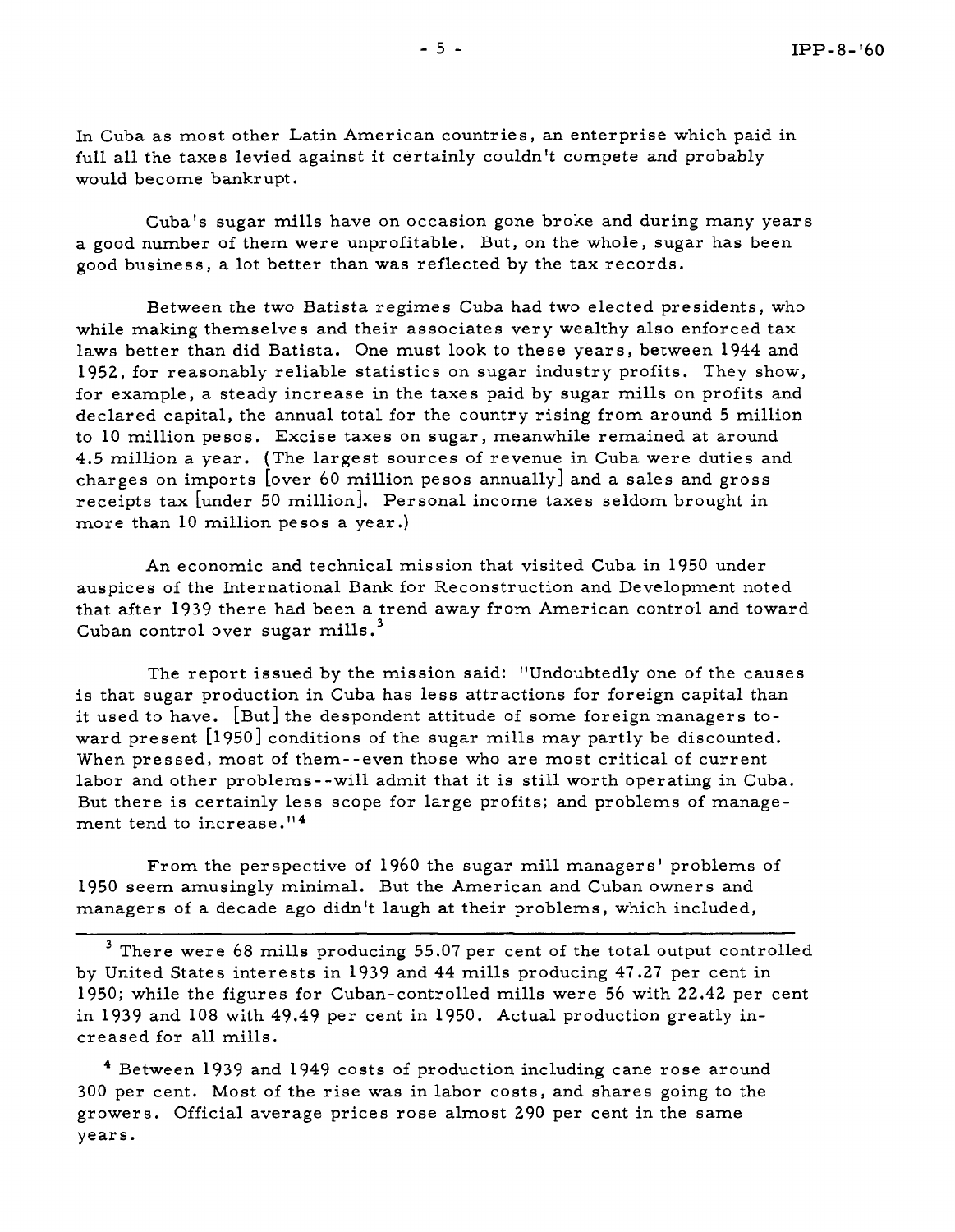In Cuba as most other Latin American countries, an enterprise which paid in full all the taxes levied against it certainly couldn't compete and probably would become bankrupt.

Cuba's sugar mills have on occasion gone broke and during many years a good number of them were unprofitable. But, on the whole, sugar has been good business, a lot better than was reflected by the tax records.

Between the two Batista regimes Cuba had two elected presidents, who while making themselves and their associates very wealthy also enforced tax laws better than did Batista. One must look to these years, between 1944 and 1952, for reasonably reliable statistics on sugar industry profits. They show, for example, a steady increase in the taxes paid by sugar mills on profits and declared capital, the annual total for the country rising from around 5 million to 10 million pesos. Excise taxes on sugar, meanwhile remained at around 4.5 million a year. (The largest sources of revenue in Cuba were duties and charges on imports [over 60 million pesos annually] and a sales and gross receipts tax [under 50 million]. Personal income taxes seldom brought in more than 10 million pesos a year.)

An economic and technical mission that visited Cuba in 1950 under auspices of the International Bank for Reconstruction and Development noted that after 1939 there had been a trend away from American control and toward Cuban control over sugar mills.[3]

The report issued by the mission said: "Undoubtedly one of the causes is that sugar production in Cuba has less attractions for foreign capital than it used to have. [But] the despondent attitude of some foreign managers toward present [1950] conditions of the sugar mills may partly be discounted. When pressed, most of them--even those who are most critical of current labor and other problems--will admit that it is still worth operating in Cuba. But there is certainly less scope for large profits; and problems of management tend to increase."[4]

From the perspective of 1960 the sugar mill managers' problems of 1950 seem amusingly minimal. But the American and Cuban owners and managers of a decade ago didn't laugh at their problems, which included,

---

[3] There were 68 mills producing 55.07 per cent of the total output controlled by United States interests in 1939 and 44 mills producing 47.27 per cent in 1950; while the figures for Cuban-controlled mills were 56 with 22.42 per cent in 1939 and 108 with 49.49 per cent in 1950. Actual production greatly increased for all mills.

[4] Between 1939 and 1949 costs of production including cane rose around 300 per cent. Most of the rise was in labor costs, and shares going to the growers. Official average prices rose almost 290 per cent in the same years.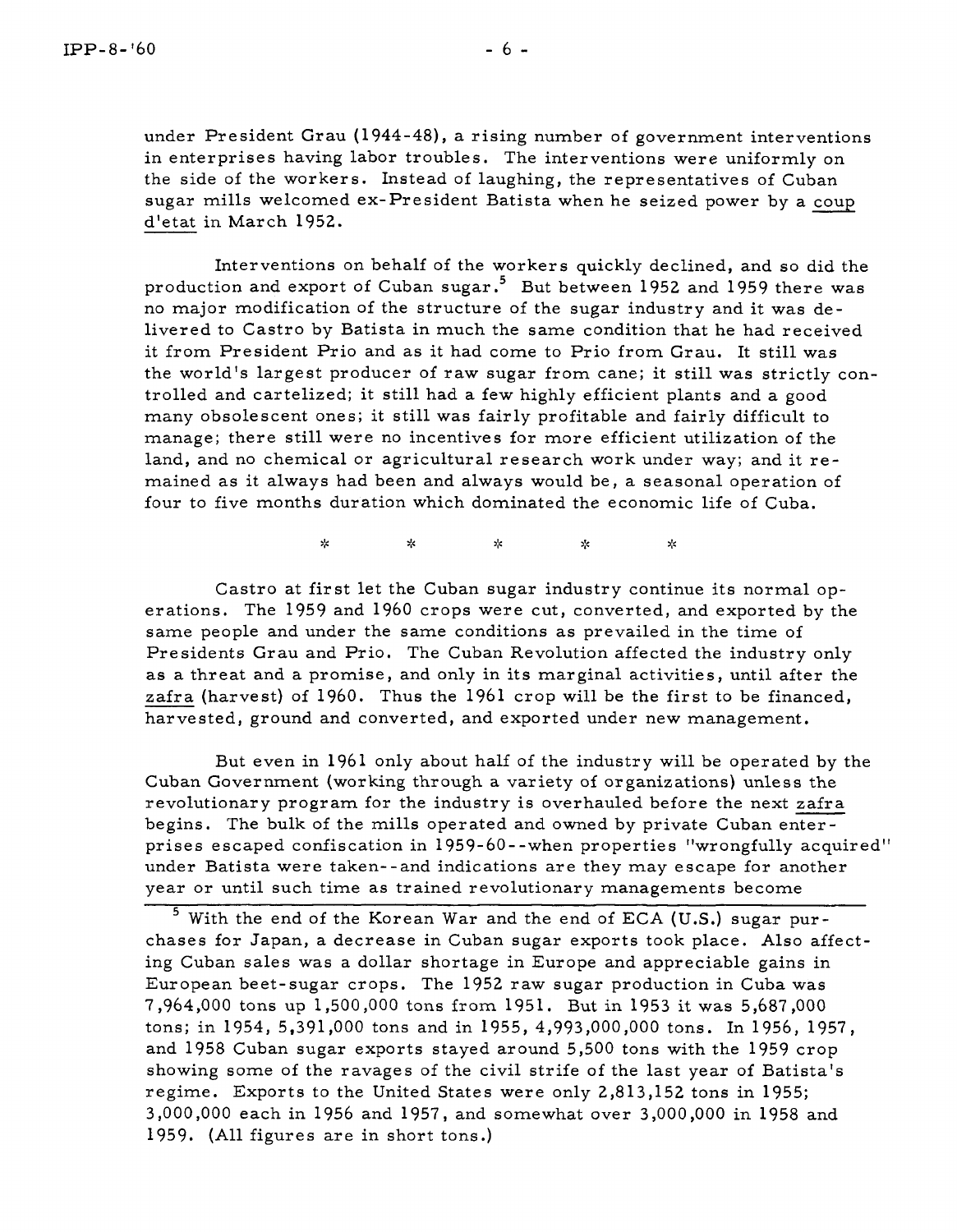under President Grau (1944-48), a rising number of government interventions in enterprises having labor troubles. The interventions were uniformly on the side of the workers. Instead of laughing, the representatives of Cuban sugar mills welcomed ex-President Batista when he seized power by a coup d'etat in March 1952.

Interventions on behalf of the workers quickly declined, and so did the production and export of Cuban sugar.[5] But between 1952 and 1959 there was no major modification of the structure of the sugar industry and it was delivered to Castro by Batista in much the same condition that he had received it from President Prio and as it had come to Prio from Grau. It still was the world's largest producer of raw sugar from cane; it still was strictly controlled and cartelized; it still had a few highly efficient plants and a good many obsolescent ones; it still was fairly profitable and fairly difficult to manage; there still were no incentives for more efficient utilization of the land, and no chemical or agricultural research work under way; and it remained as it always had been and always would be, a seasonal operation of four to five months duration which dominated the economic life of Cuba.

\* \* \* \* \*

Castro at first let the Cuban sugar industry continue its normal operations. The 1959 and 1960 crops were cut, converted, and exported by the same people and under the same conditions as prevailed in the time of Presidents Grau and Prio. The Cuban Revolution affected the industry only as a threat and a promise, and only in its marginal activities, until after the zafra (harvest) of 1960. Thus the 1961 crop will be the first to be financed, harvested, ground and converted, and exported under new management.

But even in 1961 only about half of the industry will be operated by the Cuban Government (working through a variety of organizations) unless the revolutionary program for the industry is overhauled before the next zafra begins. The bulk of the mills operated and owned by private Cuban enterprises escaped confiscation in 1959-60--when properties "wrongfully acquired" under Batista were taken--and indications are they may escape for another year or until such time as trained revolutionary managements become

---

[5] With the end of the Korean War and the end of ECA (U.S.) sugar purchases for Japan, a decrease in Cuban sugar exports took place. Also affecting Cuban sales was a dollar shortage in Europe and appreciable gains in European beet-sugar crops. The 1952 raw sugar production in Cuba was 7,964,000 tons up 1,500,000 tons from 1951. But in 1953 it was 5,687,000 tons; in 1954, 5,391,000 tons and in 1955, 4,993,000,000 tons. In 1956, 1957, and 1958 Cuban sugar exports stayed around 5,500 tons with the 1959 crop showing some of the ravages of the civil strife of the last year of Batista's regime. Exports to the United States were only 2,813,152 tons in 1955; 3,000,000 each in 1956 and 1957, and somewhat over 3,000,000 in 1958 and 1959. (All figures are in short tons.)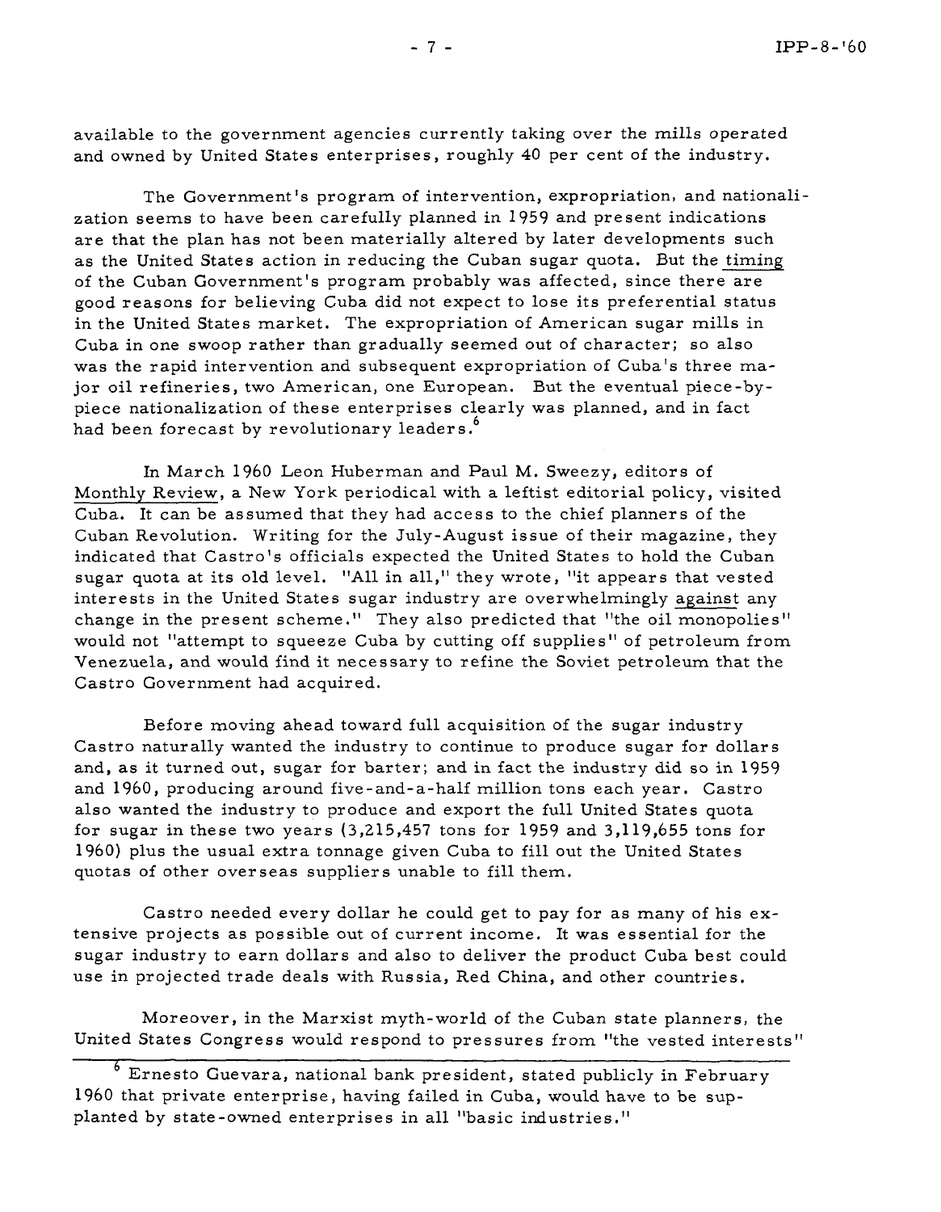available to the government agencies currently taking over the mills operated and owned by United States enterprises, roughly 40 per cent of the industry.

The Government's program of intervention, expropriation, and nationalization seems to have been carefully planned in 1959 and present indications are that the plan has not been materially altered by later developments such as the United States action in reducing the Cuban sugar quota. But the timing of the Cuban Government's program probably was affected, since there are good reasons for believing Cuba did not expect to lose its preferential status in the United States market. The expropriation of American sugar mills in Cuba in one swoop rather than gradually seemed out of character; so also was the rapid intervention and subsequent expropriation of Cuba's three major oil refineries, two American, one European. But the eventual piece-by-piece nationalization of these enterprises clearly was planned, and in fact had been forecast by revolutionary leaders.[6]

In March 1960 Leon Huberman and Paul M. Sweezy, editors of Monthly Review, a New York periodical with a leftist editorial policy, visited Cuba. It can be assumed that they had access to the chief planners of the Cuban Revolution. Writing for the July-August issue of their magazine, they indicated that Castro's officials expected the United States to hold the Cuban sugar quota at its old level. "All in all," they wrote, "it appears that vested interests in the United States sugar industry are overwhelmingly against any change in the present scheme." They also predicted that "the oil monopolies" would not "attempt to squeeze Cuba by cutting off supplies" of petroleum from Venezuela, and would find it necessary to refine the Soviet petroleum that the Castro Government had acquired.

Before moving ahead toward full acquisition of the sugar industry Castro naturally wanted the industry to continue to produce sugar for dollars and, as it turned out, sugar for barter; and in fact the industry did so in 1959 and 1960, producing around five-and-a-half million tons each year. Castro also wanted the industry to produce and export the full United States quota for sugar in these two years (3,215,457 tons for 1959 and 3,119,655 tons for 1960) plus the usual extra tonnage given Cuba to fill out the United States quotas of other overseas suppliers unable to fill them.

Castro needed every dollar he could get to pay for as many of his extensive projects as possible out of current income. It was essential for the sugar industry to earn dollars and also to deliver the product Cuba best could use in projected trade deals with Russia, Red China, and other countries.

Moreover, in the Marxist myth-world of the Cuban state planners, the United States Congress would respond to pressures from "the vested interests"

---

[6] Ernesto Guevara, national bank president, stated publicly in February 1960 that private enterprise, having failed in Cuba, would have to be supplanted by state-owned enterprises in all "basic industries."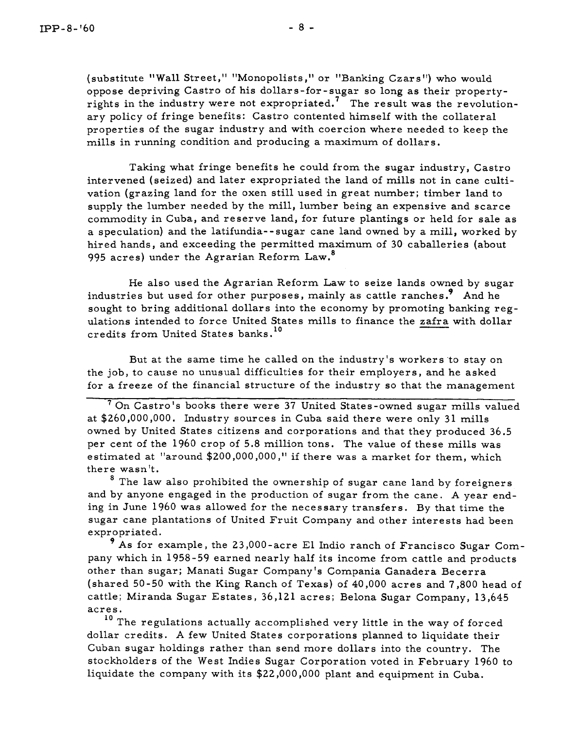(substitute "Wall Street," "Monopolists," or "Banking Czars") who would oppose depriving Castro of his dollars-for-sugar so long as their property-rights in the industry were not expropriated.[7] The result was the revolutionary policy of fringe benefits: Castro contented himself with the collateral properties of the sugar industry and with coercion where needed to keep the mills in running condition and producing a maximum of dollars.

Taking what fringe benefits he could from the sugar industry, Castro intervened (seized) and later expropriated the land of mills not in cane cultivation (grazing land for the oxen still used in great number; timber land to supply the lumber needed by the mill, lumber being an expensive and scarce commodity in Cuba, and reserve land, for future plantings or held for sale as a speculation) and the latifundia--sugar cane land owned by a mill, worked by hired hands, and exceeding the permitted maximum of 30 caballeries (about 995 acres) under the Agrarian Reform Law.[8]

He also used the Agrarian Reform Law to seize lands owned by sugar industries but used for other purposes, mainly as cattle ranches.[9] And he sought to bring additional dollars into the economy by promoting banking regulations intended to force United States mills to finance the <u>zafra</u> with dollar credits from United States banks.[10]

But at the same time he called on the industry's workers to stay on the job, to cause no unusual difficulties for their employers, and he asked for a freeze of the financial structure of the industry so that the management

---

[7] On Castro's books there were 37 United States-owned sugar mills valued at $260,000,000. Industry sources in Cuba said there were only 31 mills owned by United States citizens and corporations and that they produced 36.5 per cent of the 1960 crop of 5.8 million tons. The value of these mills was estimated at "around $200,000,000," if there was a market for them, which there wasn't.

[8] The law also prohibited the ownership of sugar cane land by foreigners and by anyone engaged in the production of sugar from the cane. A year ending in June 1960 was allowed for the necessary transfers. By that time the sugar cane plantations of United Fruit Company and other interests had been expropriated.

[9] As for example, the 23,000-acre El Indio ranch of Francisco Sugar Company which in 1958-59 earned nearly half its income from cattle and products other than sugar; Manati Sugar Company's Compania Ganadera Becerra (shared 50-50 with the King Ranch of Texas) of 40,000 acres and 7,800 head of cattle; Miranda Sugar Estates, 36,121 acres; Belona Sugar Company, 13,645 acres.

[10] The regulations actually accomplished very little in the way of forced dollar credits. A few United States corporations planned to liquidate their Cuban sugar holdings rather than send more dollars into the country. The stockholders of the West Indies Sugar Corporation voted in February 1960 to liquidate the company with its $22,000,000 plant and equipment in Cuba.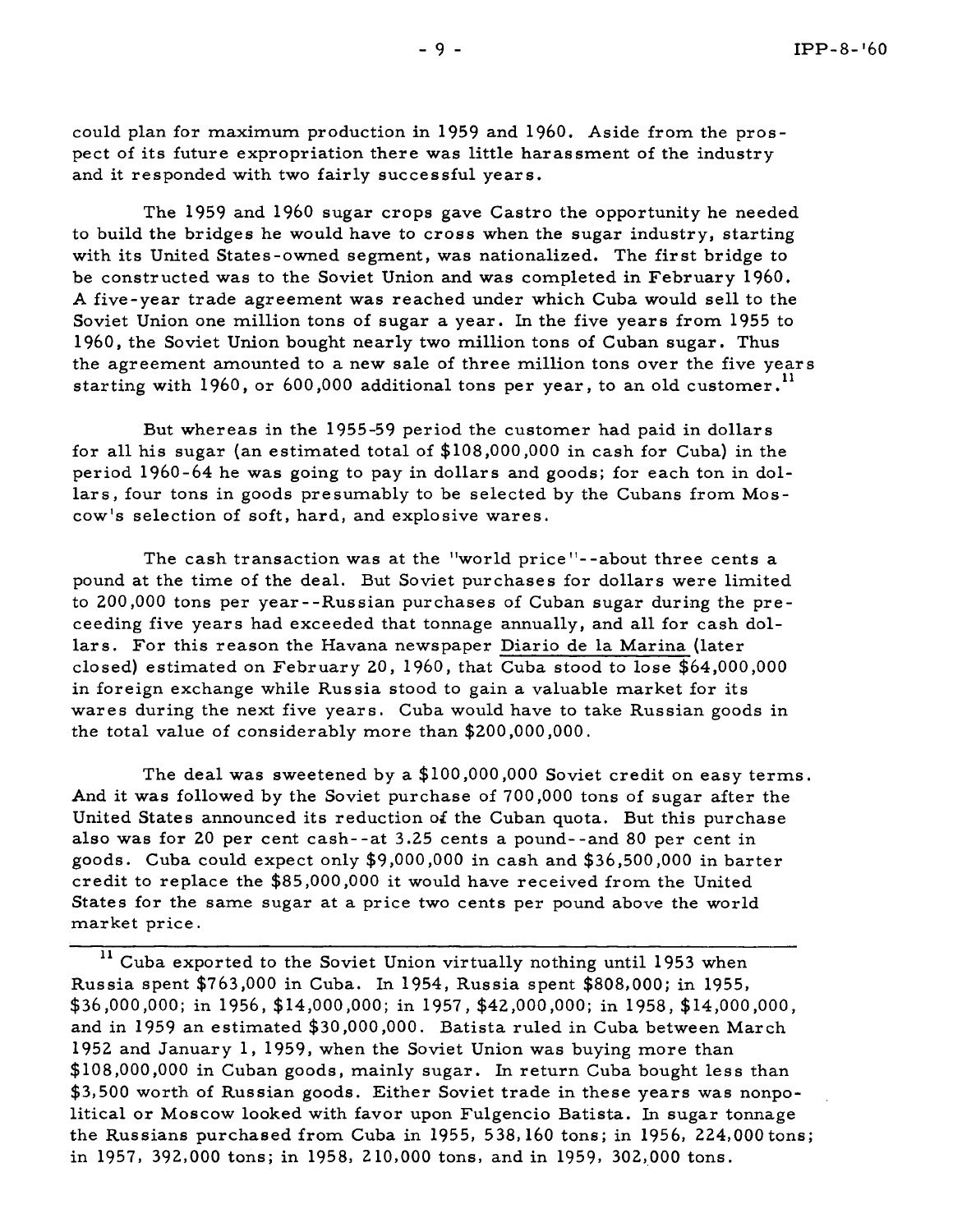could plan for maximum production in 1959 and 1960. Aside from the prospect of its future expropriation there was little harassment of the industry and it responded with two fairly successful years.

The 1959 and 1960 sugar crops gave Castro the opportunity he needed to build the bridges he would have to cross when the sugar industry, starting with its United States-owned segment, was nationalized. The first bridge to be constructed was to the Soviet Union and was completed in February 1960. A five-year trade agreement was reached under which Cuba would sell to the Soviet Union one million tons of sugar a year. In the five years from 1955 to 1960, the Soviet Union bought nearly two million tons of Cuban sugar. Thus the agreement amounted to a new sale of three million tons over the five years starting with 1960, or 600,000 additional tons per year, to an old customer.[11]

But whereas in the 1955-59 period the customer had paid in dollars for all his sugar (an estimated total of $108,000,000 in cash for Cuba) in the period 1960-64 he was going to pay in dollars and goods; for each ton in dollars, four tons in goods presumably to be selected by the Cubans from Moscow's selection of soft, hard, and explosive wares.

The cash transaction was at the "world price"--about three cents a pound at the time of the deal. But Soviet purchases for dollars were limited to 200,000 tons per year--Russian purchases of Cuban sugar during the preceeding five years had exceeded that tonnage annually, and all for cash dollars. For this reason the Havana newspaper Diario de la Marina (later closed) estimated on February 20, 1960, that Cuba stood to lose $64,000,000 in foreign exchange while Russia stood to gain a valuable market for its wares during the next five years. Cuba would have to take Russian goods in the total value of considerably more than $200,000,000.

The deal was sweetened by a $100,000,000 Soviet credit on easy terms. And it was followed by the Soviet purchase of 700,000 tons of sugar after the United States announced its reduction of the Cuban quota. But this purchase also was for 20 per cent cash--at 3.25 cents a pound--and 80 per cent in goods. Cuba could expect only $9,000,000 in cash and $36,500,000 in barter credit to replace the $85,000,000 it would have received from the United States for the same sugar at a price two cents per pound above the world market price.

---

[11] Cuba exported to the Soviet Union virtually nothing until 1953 when Russia spent $763,000 in Cuba. In 1954, Russia spent $808,000; in 1955, $36,000,000; in 1956, $14,000,000; in 1957, $42,000,000; in 1958, $14,000,000, and in 1959 an estimated $30,000,000. Batista ruled in Cuba between March 1952 and January 1, 1959, when the Soviet Union was buying more than $108,000,000 in Cuban goods, mainly sugar. In return Cuba bought less than $3,500 worth of Russian goods. Either Soviet trade in these years was nonpolitical or Moscow looked with favor upon Fulgencio Batista. In sugar tonnage the Russians purchased from Cuba in 1955, 538,160 tons; in 1956, 224,000 tons; in 1957, 392,000 tons; in 1958, 210,000 tons, and in 1959, 302,000 tons.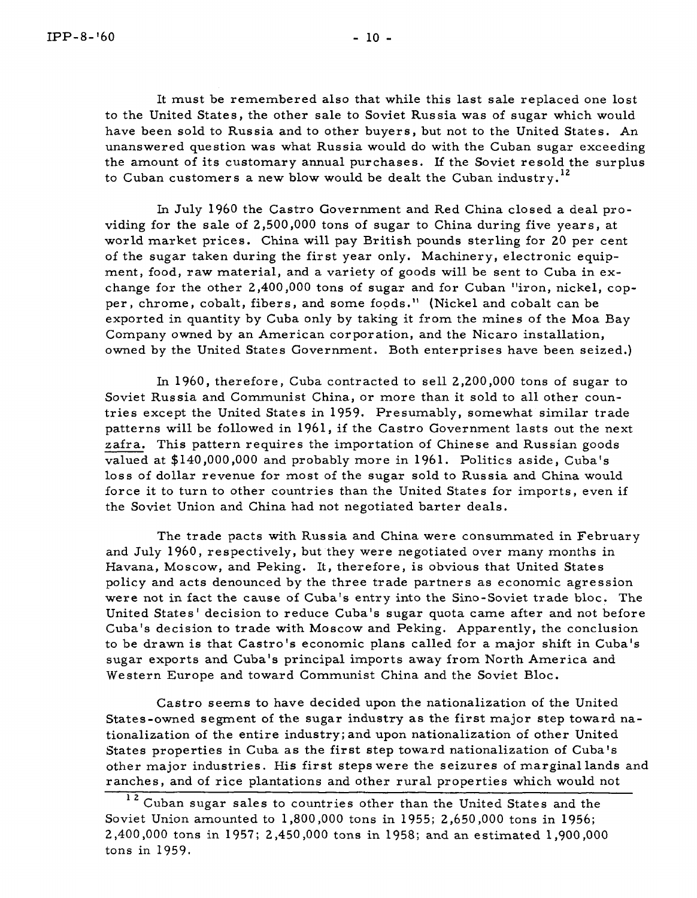It must be remembered also that while this last sale replaced one lost to the United States, the other sale to Soviet Russia was of sugar which would have been sold to Russia and to other buyers, but not to the United States. An unanswered question was what Russia would do with the Cuban sugar exceeding the amount of its customary annual purchases. If the Soviet resold the surplus to Cuban customers a new blow would be dealt the Cuban industry.[12]

In July 1960 the Castro Government and Red China closed a deal providing for the sale of 2,500,000 tons of sugar to China during five years, at world market prices. China will pay British pounds sterling for 20 per cent of the sugar taken during the first year only. Machinery, electronic equipment, food, raw material, and a variety of goods will be sent to Cuba in exchange for the other 2,400,000 tons of sugar and for Cuban "iron, nickel, copper, chrome, cobalt, fibers, and some foods." (Nickel and cobalt can be exported in quantity by Cuba only by taking it from the mines of the Moa Bay Company owned by an American corporation, and the Nicaro installation, owned by the United States Government. Both enterprises have been seized.)

In 1960, therefore, Cuba contracted to sell 2,200,000 tons of sugar to Soviet Russia and Communist China, or more than it sold to all other countries except the United States in 1959. Presumably, somewhat similar trade patterns will be followed in 1961, if the Castro Government lasts out the next <u>zafra</u>. This pattern requires the importation of Chinese and Russian goods valued at $140,000,000 and probably more in 1961. Politics aside, Cuba's loss of dollar revenue for most of the sugar sold to Russia and China would force it to turn to other countries than the United States for imports, even if the Soviet Union and China had not negotiated barter deals.

The trade pacts with Russia and China were consummated in February and July 1960, respectively, but they were negotiated over many months in Havana, Moscow, and Peking. It, therefore, is obvious that United States policy and acts denounced by the three trade partners as economic agression were not in fact the cause of Cuba's entry into the Sino-Soviet trade bloc. The United States' decision to reduce Cuba's sugar quota came after and not before Cuba's decision to trade with Moscow and Peking. Apparently, the conclusion to be drawn is that Castro's economic plans called for a major shift in Cuba's sugar exports and Cuba's principal imports away from North America and Western Europe and toward Communist China and the Soviet Bloc.

Castro seems to have decided upon the nationalization of the United States-owned segment of the sugar industry as the first major step toward nationalization of the entire industry; and upon nationalization of other United States properties in Cuba as the first step toward nationalization of Cuba's other major industries. His first steps were the seizures of marginal lands and ranches, and of rice plantations and other rural properties which would not

---

[12] Cuban sugar sales to countries other than the United States and the Soviet Union amounted to 1,800,000 tons in 1955; 2,650,000 tons in 1956; 2,400,000 tons in 1957; 2,450,000 tons in 1958; and an estimated 1,900,000 tons in 1959.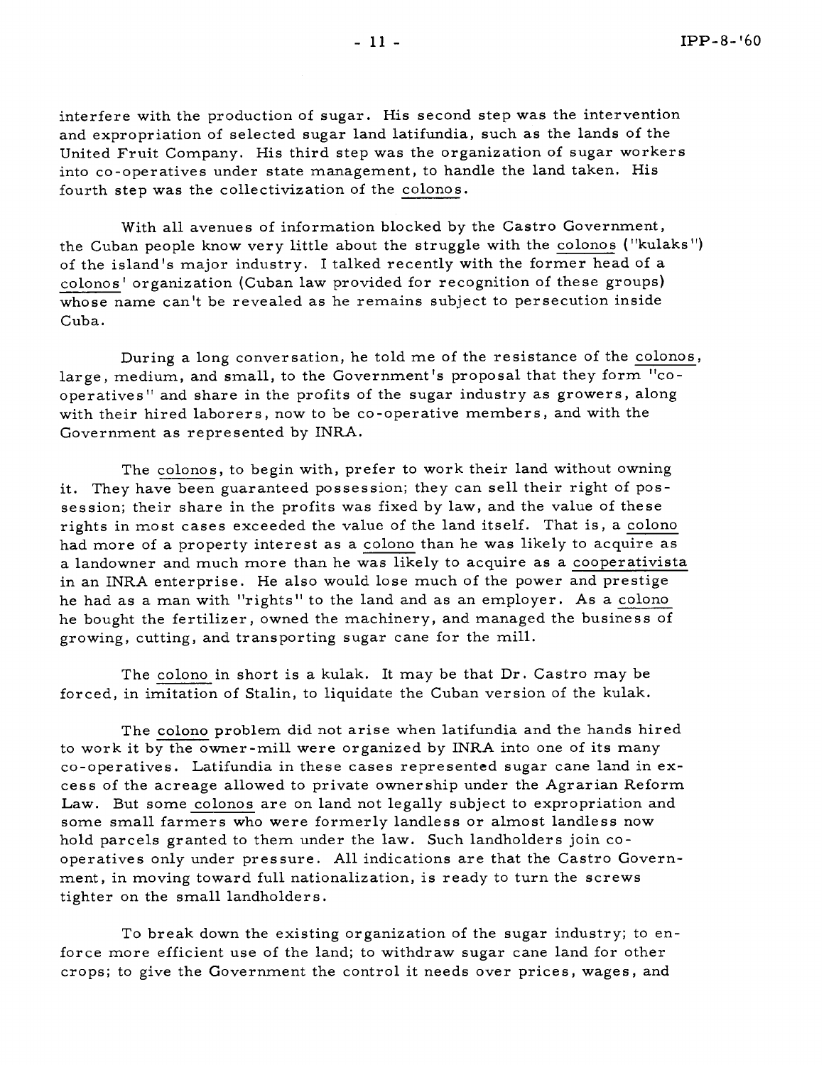interfere with the production of sugar. His second step was the intervention and expropriation of selected sugar land latifundia, such as the lands of the United Fruit Company. His third step was the organization of sugar workers into co-operatives under state management, to handle the land taken. His fourth step was the collectivization of the colonos.

With all avenues of information blocked by the Castro Government, the Cuban people know very little about the struggle with the colonos ("kulaks") of the island's major industry. I talked recently with the former head of a colonos' organization (Cuban law provided for recognition of these groups) whose name can't be revealed as he remains subject to persecution inside Cuba.

During a long conversation, he told me of the resistance of the colonos, large, medium, and small, to the Government's proposal that they form "co-operatives" and share in the profits of the sugar industry as growers, along with their hired laborers, now to be co-operative members, and with the Government as represented by INRA.

The colonos, to begin with, prefer to work their land without owning it. They have been guaranteed possession; they can sell their right of possession; their share in the profits was fixed by law, and the value of these rights in most cases exceeded the value of the land itself. That is, a colono had more of a property interest as a colono than he was likely to acquire as a landowner and much more than he was likely to acquire as a cooperativista in an INRA enterprise. He also would lose much of the power and prestige he had as a man with "rights" to the land and as an employer. As a colono he bought the fertilizer, owned the machinery, and managed the business of growing, cutting, and transporting sugar cane for the mill.

The colono in short is a kulak. It may be that Dr. Castro may be forced, in imitation of Stalin, to liquidate the Cuban version of the kulak.

The colono problem did not arise when latifundia and the hands hired to work it by the owner-mill were organized by INRA into one of its many co-operatives. Latifundia in these cases represented sugar cane land in excess of the acreage allowed to private ownership under the Agrarian Reform Law. But some colonos are on land not legally subject to expropriation and some small farmers who were formerly landless or almost landless now hold parcels granted to them under the law. Such landholders join co-operatives only under pressure. All indications are that the Castro Government, in moving toward full nationalization, is ready to turn the screws tighter on the small landholders.

To break down the existing organization of the sugar industry; to enforce more efficient use of the land; to withdraw sugar cane land for other crops; to give the Government the control it needs over prices, wages, and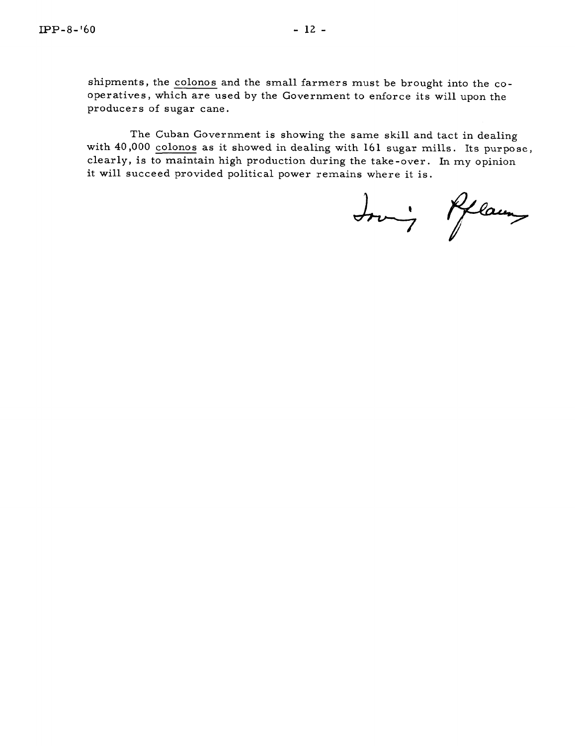shipments, the colonos and the small farmers must be brought into the co-operatives, which are used by the Government to enforce its will upon the producers of sugar cane.

The Cuban Government is showing the same skill and tact in dealing with 40,000 colonos as it showed in dealing with 161 sugar mills. Its purpose, clearly, is to maintain high production during the take-over. In my opinion it will succeed provided political power remains where it is.

Irving Pflaum